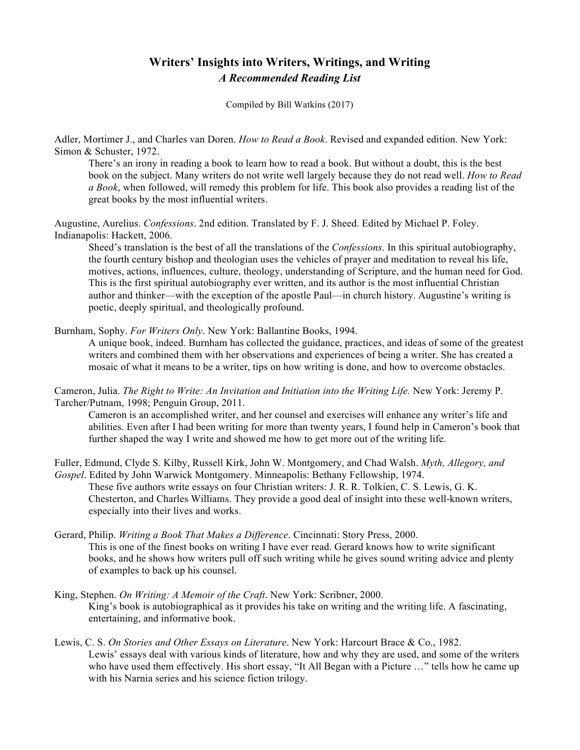# Writers' Insights into Writers, Writings, and Writing

## *A Recommended Reading List*

Compiled by Bill Watkins (2017)

Adler, Mortimer J., and Charles van Doren. *How to Read a Book*. Revised and expanded edition. New York: Simon & Schuster, 1972.

There's an irony in reading a book to learn how to read a book. But without a doubt, this is the best book on the subject. Many writers do not write well largely because they do not read well. *How to Read a Book*, when followed, will remedy this problem for life. This book also provides a reading list of the great books by the most influential writers.

Augustine, Aurelius. *Confessions*. 2nd edition. Translated by F. J. Sheed. Edited by Michael P. Foley. Indianapolis: Hackett, 2006.

Sheed's translation is the best of all the translations of the *Confessions*. In this spiritual autobiography, the fourth century bishop and theologian uses the vehicles of prayer and meditation to reveal his life, motives, actions, influences, culture, theology, understanding of Scripture, and the human need for God. This is the first spiritual autobiography ever written, and its author is the most influential Christian author and thinker—with the exception of the apostle Paul—in church history. Augustine's writing is poetic, deeply spiritual, and theologically profound.

Burnham, Sophy. *For Writers Only*. New York: Ballantine Books, 1994.

A unique book, indeed. Burnham has collected the guidance, practices, and ideas of some of the greatest writers and combined them with her observations and experiences of being a writer. She has created a mosaic of what it means to be a writer, tips on how writing is done, and how to overcome obstacles.

Cameron, Julia. *The Right to Write: An Invitation and Initiation into the Writing Life.* New York: Jeremy P. Tarcher/Putnam, 1998; Penguin Group, 2011.

Cameron is an accomplished writer, and her counsel and exercises will enhance any writer's life and abilities. Even after I had been writing for more than twenty years, I found help in Cameron's book that further shaped the way I write and showed me how to get more out of the writing life.

Fuller, Edmund, Clyde S. Kilby, Russell Kirk, John W. Montgomery, and Chad Walsh. *Myth, Allegory, and Gospel*. Edited by John Warwick Montgomery. Minneapolis: Bethany Fellowship, 1974.

These five authors write essays on four Christian writers: J. R. R. Tolkien, C. S. Lewis, G. K. Chesterton, and Charles Williams. They provide a good deal of insight into these well-known writers, especially into their lives and works.

Gerard, Philip. *Writing a Book That Makes a Difference*. Cincinnati: Story Press, 2000.

This is one of the finest books on writing I have ever read. Gerard knows how to write significant books, and he shows how writers pull off such writing while he gives sound writing advice and plenty of examples to back up his counsel.

King, Stephen. *On Writing: A Memoir of the Craft*. New York: Scribner, 2000.

King's book is autobiographical as it provides his take on writing and the writing life. A fascinating, entertaining, and informative book.

Lewis, C. S. *On Stories and Other Essays on Literature*. New York: Harcourt Brace & Co., 1982.

Lewis' essays deal with various kinds of literature, how and why they are used, and some of the writers who have used them effectively. His short essay, "It All Began with a Picture …" tells how he came up with his Narnia series and his science fiction trilogy.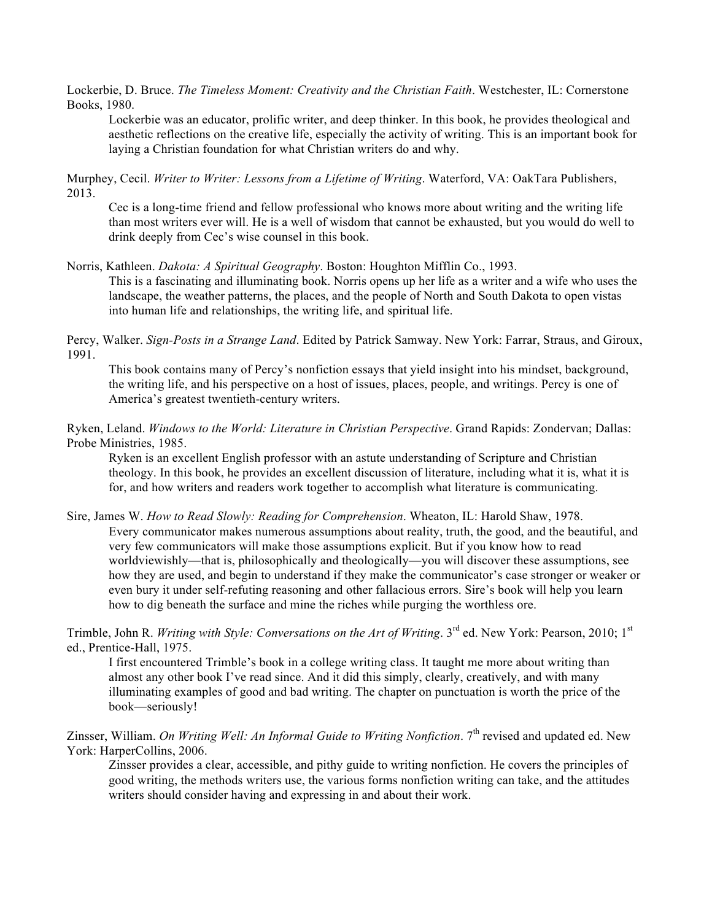Lockerbie, D. Bruce. *The Timeless Moment: Creativity and the Christian Faith*. Westchester, IL: Cornerstone Books, 1980.

> Lockerbie was an educator, prolific writer, and deep thinker. In this book, he provides theological and aesthetic reflections on the creative life, especially the activity of writing. This is an important book for laying a Christian foundation for what Christian writers do and why.

Murphey, Cecil. *Writer to Writer: Lessons from a Lifetime of Writing*. Waterford, VA: OakTara Publishers, 2013.

> Cec is a long-time friend and fellow professional who knows more about writing and the writing life than most writers ever will. He is a well of wisdom that cannot be exhausted, but you would do well to drink deeply from Cec's wise counsel in this book.

Norris, Kathleen. *Dakota: A Spiritual Geography*. Boston: Houghton Mifflin Co., 1993.

> This is a fascinating and illuminating book. Norris opens up her life as a writer and a wife who uses the landscape, the weather patterns, the places, and the people of North and South Dakota to open vistas into human life and relationships, the writing life, and spiritual life.

Percy, Walker. *Sign-Posts in a Strange Land*. Edited by Patrick Samway. New York: Farrar, Straus, and Giroux, 1991.

> This book contains many of Percy's nonfiction essays that yield insight into his mindset, background, the writing life, and his perspective on a host of issues, places, people, and writings. Percy is one of America's greatest twentieth-century writers.

Ryken, Leland. *Windows to the World: Literature in Christian Perspective*. Grand Rapids: Zondervan; Dallas: Probe Ministries, 1985.

> Ryken is an excellent English professor with an astute understanding of Scripture and Christian theology. In this book, he provides an excellent discussion of literature, including what it is, what it is for, and how writers and readers work together to accomplish what literature is communicating.

Sire, James W. *How to Read Slowly: Reading for Comprehension*. Wheaton, IL: Harold Shaw, 1978.

> Every communicator makes numerous assumptions about reality, truth, the good, and the beautiful, and very few communicators will make those assumptions explicit. But if you know how to read worldviewishly—that is, philosophically and theologically—you will discover these assumptions, see how they are used, and begin to understand if they make the communicator's case stronger or weaker or even bury it under self-refuting reasoning and other fallacious errors. Sire's book will help you learn how to dig beneath the surface and mine the riches while purging the worthless ore.

Trimble, John R. *Writing with Style: Conversations on the Art of Writing*. 3rd ed. New York: Pearson, 2010; 1st ed., Prentice-Hall, 1975.

> I first encountered Trimble's book in a college writing class. It taught me more about writing than almost any other book I've read since. And it did this simply, clearly, creatively, and with many illuminating examples of good and bad writing. The chapter on punctuation is worth the price of the book—seriously!

Zinsser, William. *On Writing Well: An Informal Guide to Writing Nonfiction*. 7th revised and updated ed. New York: HarperCollins, 2006.

> Zinsser provides a clear, accessible, and pithy guide to writing nonfiction. He covers the principles of good writing, the methods writers use, the various forms nonfiction writing can take, and the attitudes writers should consider having and expressing in and about their work.